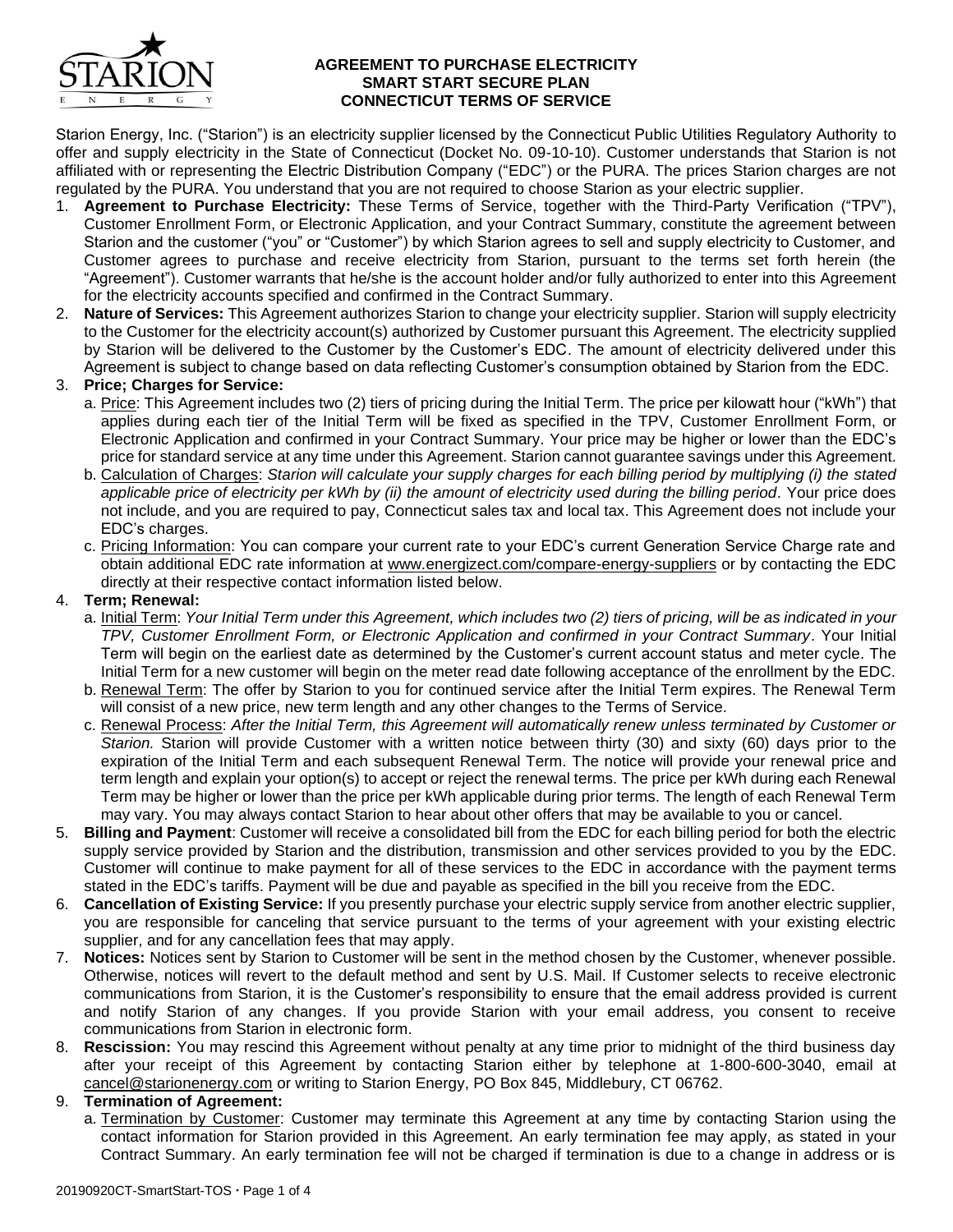# AGREEMENT TO PURCHASE ELECTRICITY
## SMART START SECURE PLAN
## CONNECTICUT TERMS OF SERVICE

Starion Energy, Inc. ("Starion") is an electricity supplier licensed by the Connecticut Public Utilities Regulatory Authority to offer and supply electricity in the State of Connecticut (Docket No. 09-10-10). Customer understands that Starion is not affiliated with or representing the Electric Distribution Company ("EDC") or the PURA. The prices Starion charges are not regulated by the PURA. You understand that you are not required to choose Starion as your electric supplier.

1. **Agreement to Purchase Electricity:** These Terms of Service, together with the Third-Party Verification ("TPV"), Customer Enrollment Form, or Electronic Application, and your Contract Summary, constitute the agreement between Starion and the customer ("you" or "Customer") by which Starion agrees to sell and supply electricity to Customer, and Customer agrees to purchase and receive electricity from Starion, pursuant to the terms set forth herein (the "Agreement"). Customer warrants that he/she is the account holder and/or fully authorized to enter into this Agreement for the electricity accounts specified and confirmed in the Contract Summary.
2. **Nature of Services:** This Agreement authorizes Starion to change your electricity supplier. Starion will supply electricity to the Customer for the electricity account(s) authorized by Customer pursuant this Agreement. The electricity supplied by Starion will be delivered to the Customer by the Customer's EDC. The amount of electricity delivered under this Agreement is subject to change based on data reflecting Customer's consumption obtained by Starion from the EDC.
3. **Price; Charges for Service:**
   a. Price: This Agreement includes two (2) tiers of pricing during the Initial Term. The price per kilowatt hour ("kWh") that applies during each tier of the Initial Term will be fixed as specified in the TPV, Customer Enrollment Form, or Electronic Application and confirmed in your Contract Summary. Your price may be higher or lower than the EDC's price for standard service at any time under this Agreement. Starion cannot guarantee savings under this Agreement.
   b. Calculation of Charges: *Starion will calculate your supply charges for each billing period by multiplying (i) the stated applicable price of electricity per kWh by (ii) the amount of electricity used during the billing period.* Your price does not include, and you are required to pay, Connecticut sales tax and local tax. This Agreement does not include your EDC's charges.
   c. Pricing Information: You can compare your current rate to your EDC's current Generation Service Charge rate and obtain additional EDC rate information at www.energizect.com/compare-energy-suppliers or by contacting the EDC directly at their respective contact information listed below.
4. **Term; Renewal:**
   a. Initial Term: *Your Initial Term under this Agreement, which includes two (2) tiers of pricing, will be as indicated in your TPV, Customer Enrollment Form, or Electronic Application and confirmed in your Contract Summary*. Your Initial Term will begin on the earliest date as determined by the Customer's current account status and meter cycle. The Initial Term for a new customer will begin on the meter read date following acceptance of the enrollment by the EDC.
   b. Renewal Term: The offer by Starion to you for continued service after the Initial Term expires. The Renewal Term will consist of a new price, new term length and any other changes to the Terms of Service.
   c. Renewal Process: *After the Initial Term, this Agreement will automatically renew unless terminated by Customer or Starion.* Starion will provide Customer with a written notice between thirty (30) and sixty (60) days prior to the expiration of the Initial Term and each subsequent Renewal Term. The notice will provide your renewal price and term length and explain your option(s) to accept or reject the renewal terms. The price per kWh during each Renewal Term may be higher or lower than the price per kWh applicable during prior terms. The length of each Renewal Term may vary. You may always contact Starion to hear about other offers that may be available to you or cancel.
5. **Billing and Payment**: Customer will receive a consolidated bill from the EDC for each billing period for both the electric supply service provided by Starion and the distribution, transmission and other services provided to you by the EDC. Customer will continue to make payment for all of these services to the EDC in accordance with the payment terms stated in the EDC's tariffs. Payment will be due and payable as specified in the bill you receive from the EDC.
6. **Cancellation of Existing Service:** If you presently purchase your electric supply service from another electric supplier, you are responsible for canceling that service pursuant to the terms of your agreement with your existing electric supplier, and for any cancellation fees that may apply.
7. **Notices:** Notices sent by Starion to Customer will be sent in the method chosen by the Customer, whenever possible. Otherwise, notices will revert to the default method and sent by U.S. Mail. If Customer selects to receive electronic communications from Starion, it is the Customer's responsibility to ensure that the email address provided is current and notify Starion of any changes. If you provide Starion with your email address, you consent to receive communications from Starion in electronic form.
8. **Rescission:** You may rescind this Agreement without penalty at any time prior to midnight of the third business day after your receipt of this Agreement by contacting Starion either by telephone at 1-800-600-3040, email at cancel@starionenergy.com or writing to Starion Energy, PO Box 845, Middlebury, CT 06762.
9. **Termination of Agreement:**
   a. Termination by Customer: Customer may terminate this Agreement at any time by contacting Starion using the contact information for Starion provided in this Agreement. An early termination fee may apply, as stated in your Contract Summary. An early termination fee will not be charged if termination is due to a change in address or is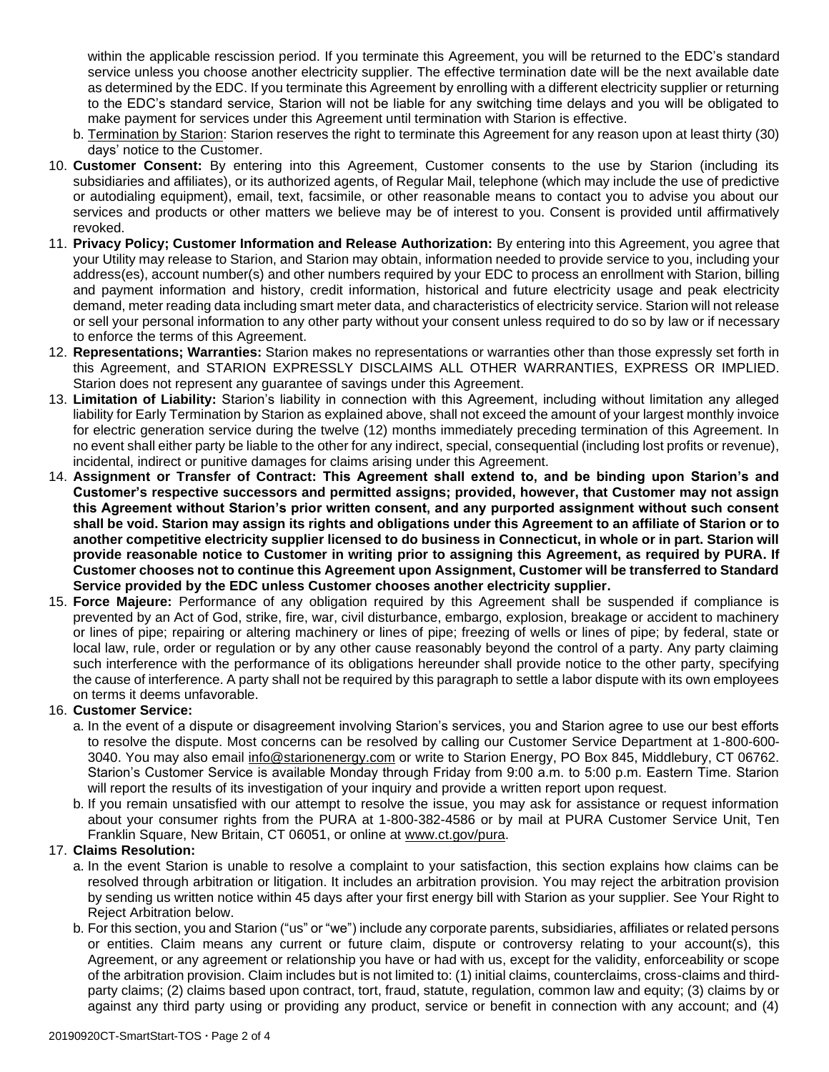within the applicable rescission period. If you terminate this Agreement, you will be returned to the EDC's standard service unless you choose another electricity supplier. The effective termination date will be the next available date as determined by the EDC. If you terminate this Agreement by enrolling with a different electricity supplier or returning to the EDC's standard service, Starion will not be liable for any switching time delays and you will be obligated to make payment for services under this Agreement until termination with Starion is effective.

   b. Termination by Starion: Starion reserves the right to terminate this Agreement for any reason upon at least thirty (30) days' notice to the Customer.

10. **Customer Consent:** By entering into this Agreement, Customer consents to the use by Starion (including its subsidiaries and affiliates), or its authorized agents, of Regular Mail, telephone (which may include the use of predictive or autodialing equipment), email, text, facsimile, or other reasonable means to contact you to advise you about our services and products or other matters we believe may be of interest to you. Consent is provided until affirmatively revoked.

11. **Privacy Policy; Customer Information and Release Authorization:** By entering into this Agreement, you agree that your Utility may release to Starion, and Starion may obtain, information needed to provide service to you, including your address(es), account number(s) and other numbers required by your EDC to process an enrollment with Starion, billing and payment information and history, credit information, historical and future electricity usage and peak electricity demand, meter reading data including smart meter data, and characteristics of electricity service. Starion will not release or sell your personal information to any other party without your consent unless required to do so by law or if necessary to enforce the terms of this Agreement.

12. **Representations; Warranties:** Starion makes no representations or warranties other than those expressly set forth in this Agreement, and STARION EXPRESSLY DISCLAIMS ALL OTHER WARRANTIES, EXPRESS OR IMPLIED. Starion does not represent any guarantee of savings under this Agreement.

13. **Limitation of Liability:** Starion's liability in connection with this Agreement, including without limitation any alleged liability for Early Termination by Starion as explained above, shall not exceed the amount of your largest monthly invoice for electric generation service during the twelve (12) months immediately preceding termination of this Agreement. In no event shall either party be liable to the other for any indirect, special, consequential (including lost profits or revenue), incidental, indirect or punitive damages for claims arising under this Agreement.

14. **Assignment or Transfer of Contract: This Agreement shall extend to, and be binding upon Starion's and Customer's respective successors and permitted assigns; provided, however, that Customer may not assign this Agreement without Starion's prior written consent, and any purported assignment without such consent shall be void. Starion may assign its rights and obligations under this Agreement to an affiliate of Starion or to another competitive electricity supplier licensed to do business in Connecticut, in whole or in part. Starion will provide reasonable notice to Customer in writing prior to assigning this Agreement, as required by PURA. If Customer chooses not to continue this Agreement upon Assignment, Customer will be transferred to Standard Service provided by the EDC unless Customer chooses another electricity supplier.**

15. **Force Majeure:** Performance of any obligation required by this Agreement shall be suspended if compliance is prevented by an Act of God, strike, fire, war, civil disturbance, embargo, explosion, breakage or accident to machinery or lines of pipe; repairing or altering machinery or lines of pipe; freezing of wells or lines of pipe; by federal, state or local law, rule, order or regulation or by any other cause reasonably beyond the control of a party. Any party claiming such interference with the performance of its obligations hereunder shall provide notice to the other party, specifying the cause of interference. A party shall not be required by this paragraph to settle a labor dispute with its own employees on terms it deems unfavorable.

16. **Customer Service:**
   a. In the event of a dispute or disagreement involving Starion's services, you and Starion agree to use our best efforts to resolve the dispute. Most concerns can be resolved by calling our Customer Service Department at 1-800-600-3040. You may also email info@starionenergy.com or write to Starion Energy, PO Box 845, Middlebury, CT 06762. Starion's Customer Service is available Monday through Friday from 9:00 a.m. to 5:00 p.m. Eastern Time. Starion will report the results of its investigation of your inquiry and provide a written report upon request.
   b. If you remain unsatisfied with our attempt to resolve the issue, you may ask for assistance or request information about your consumer rights from the PURA at 1-800-382-4586 or by mail at PURA Customer Service Unit, Ten Franklin Square, New Britain, CT 06051, or online at www.ct.gov/pura.

17. **Claims Resolution:**
   a. In the event Starion is unable to resolve a complaint to your satisfaction, this section explains how claims can be resolved through arbitration or litigation. It includes an arbitration provision. You may reject the arbitration provision by sending us written notice within 45 days after your first energy bill with Starion as your supplier. See Your Right to Reject Arbitration below.
   b. For this section, you and Starion ("us" or "we") include any corporate parents, subsidiaries, affiliates or related persons or entities. Claim means any current or future claim, dispute or controversy relating to your account(s), this Agreement, or any agreement or relationship you have or had with us, except for the validity, enforceability or scope of the arbitration provision. Claim includes but is not limited to: (1) initial claims, counterclaims, cross-claims and third-party claims; (2) claims based upon contract, tort, fraud, statute, regulation, common law and equity; (3) claims by or against any third party using or providing any product, service or benefit in connection with any account; and (4)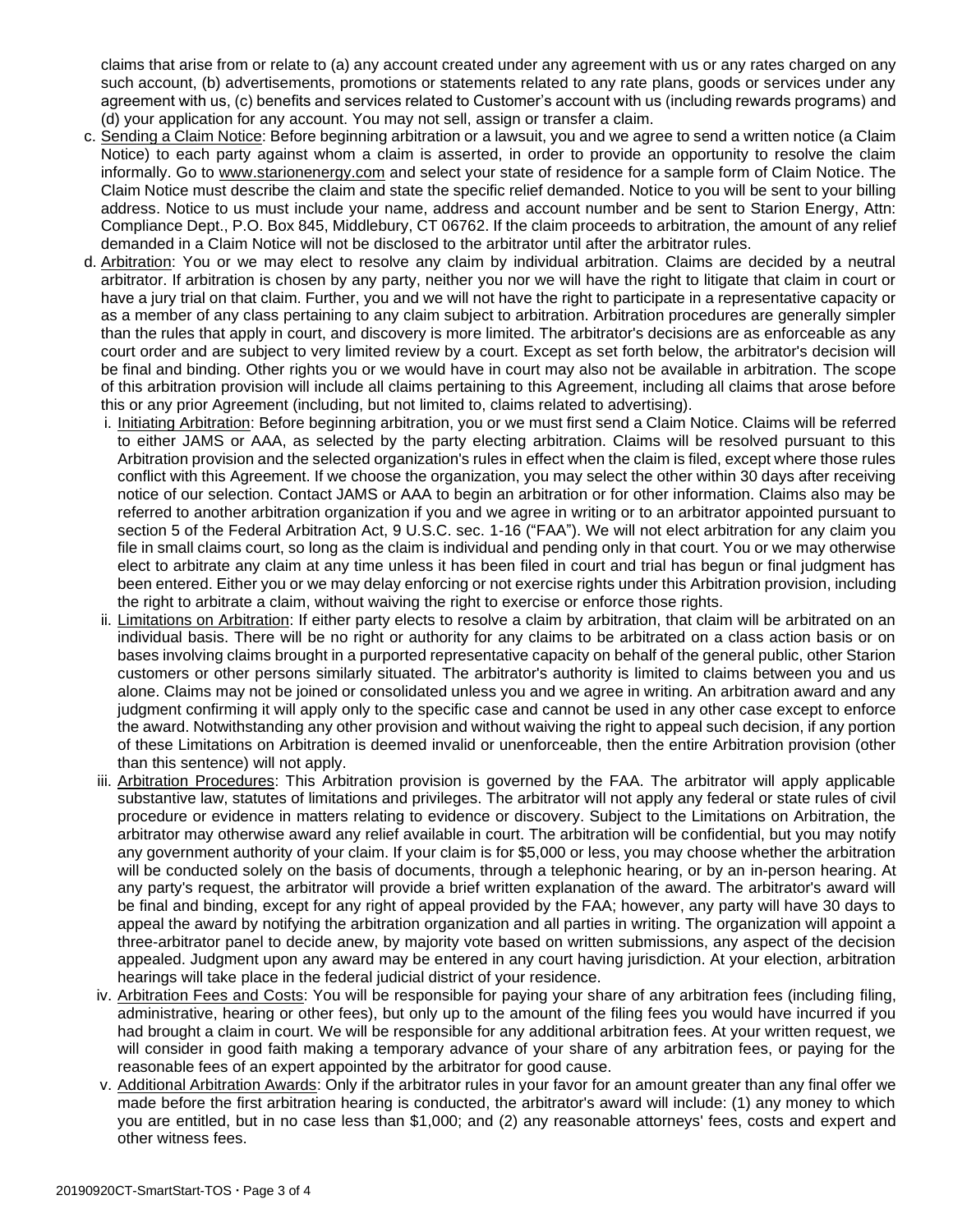claims that arise from or relate to (a) any account created under any agreement with us or any rates charged on any such account, (b) advertisements, promotions or statements related to any rate plans, goods or services under any agreement with us, (c) benefits and services related to Customer's account with us (including rewards programs) and (d) your application for any account. You may not sell, assign or transfer a claim.

c. Sending a Claim Notice: Before beginning arbitration or a lawsuit, you and we agree to send a written notice (a Claim Notice) to each party against whom a claim is asserted, in order to provide an opportunity to resolve the claim informally. Go to www.starionenergy.com and select your state of residence for a sample form of Claim Notice. The Claim Notice must describe the claim and state the specific relief demanded. Notice to you will be sent to your billing address. Notice to us must include your name, address and account number and be sent to Starion Energy, Attn: Compliance Dept., P.O. Box 845, Middlebury, CT 06762. If the claim proceeds to arbitration, the amount of any relief demanded in a Claim Notice will not be disclosed to the arbitrator until after the arbitrator rules.

d. Arbitration: You or we may elect to resolve any claim by individual arbitration. Claims are decided by a neutral arbitrator. If arbitration is chosen by any party, neither you nor we will have the right to litigate that claim in court or have a jury trial on that claim. Further, you and we will not have the right to participate in a representative capacity or as a member of any class pertaining to any claim subject to arbitration. Arbitration procedures are generally simpler than the rules that apply in court, and discovery is more limited. The arbitrator's decisions are as enforceable as any court order and are subject to very limited review by a court. Except as set forth below, the arbitrator's decision will be final and binding. Other rights you or we would have in court may also not be available in arbitration. The scope of this arbitration provision will include all claims pertaining to this Agreement, including all claims that arose before this or any prior Agreement (including, but not limited to, claims related to advertising).

   i. Initiating Arbitration: Before beginning arbitration, you or we must first send a Claim Notice. Claims will be referred to either JAMS or AAA, as selected by the party electing arbitration. Claims will be resolved pursuant to this Arbitration provision and the selected organization's rules in effect when the claim is filed, except where those rules conflict with this Agreement. If we choose the organization, you may select the other within 30 days after receiving notice of our selection. Contact JAMS or AAA to begin an arbitration or for other information. Claims also may be referred to another arbitration organization if you and we agree in writing or to an arbitrator appointed pursuant to section 5 of the Federal Arbitration Act, 9 U.S.C. sec. 1-16 ("FAA"). We will not elect arbitration for any claim you file in small claims court, so long as the claim is individual and pending only in that court. You or we may otherwise elect to arbitrate any claim at any time unless it has been filed in court and trial has begun or final judgment has been entered. Either you or we may delay enforcing or not exercise rights under this Arbitration provision, including the right to arbitrate a claim, without waiving the right to exercise or enforce those rights.

   ii. Limitations on Arbitration: If either party elects to resolve a claim by arbitration, that claim will be arbitrated on an individual basis. There will be no right or authority for any claims to be arbitrated on a class action basis or on bases involving claims brought in a purported representative capacity on behalf of the general public, other Starion customers or other persons similarly situated. The arbitrator's authority is limited to claims between you and us alone. Claims may not be joined or consolidated unless you and we agree in writing. An arbitration award and any judgment confirming it will apply only to the specific case and cannot be used in any other case except to enforce the award. Notwithstanding any other provision and without waiving the right to appeal such decision, if any portion of these Limitations on Arbitration is deemed invalid or unenforceable, then the entire Arbitration provision (other than this sentence) will not apply.

   iii. Arbitration Procedures: This Arbitration provision is governed by the FAA. The arbitrator will apply applicable substantive law, statutes of limitations and privileges. The arbitrator will not apply any federal or state rules of civil procedure or evidence in matters relating to evidence or discovery. Subject to the Limitations on Arbitration, the arbitrator may otherwise award any relief available in court. The arbitration will be confidential, but you may notify any government authority of your claim. If your claim is for $5,000 or less, you may choose whether the arbitration will be conducted solely on the basis of documents, through a telephonic hearing, or by an in-person hearing. At any party's request, the arbitrator will provide a brief written explanation of the award. The arbitrator's award will be final and binding, except for any right of appeal provided by the FAA; however, any party will have 30 days to appeal the award by notifying the arbitration organization and all parties in writing. The organization will appoint a three-arbitrator panel to decide anew, by majority vote based on written submissions, any aspect of the decision appealed. Judgment upon any award may be entered in any court having jurisdiction. At your election, arbitration hearings will take place in the federal judicial district of your residence.

   iv. Arbitration Fees and Costs: You will be responsible for paying your share of any arbitration fees (including filing, administrative, hearing or other fees), but only up to the amount of the filing fees you would have incurred if you had brought a claim in court. We will be responsible for any additional arbitration fees. At your written request, we will consider in good faith making a temporary advance of your share of any arbitration fees, or paying for the reasonable fees of an expert appointed by the arbitrator for good cause.

   v. Additional Arbitration Awards: Only if the arbitrator rules in your favor for an amount greater than any final offer we made before the first arbitration hearing is conducted, the arbitrator's award will include: (1) any money to which you are entitled, but in no case less than $1,000; and (2) any reasonable attorneys' fees, costs and expert and other witness fees.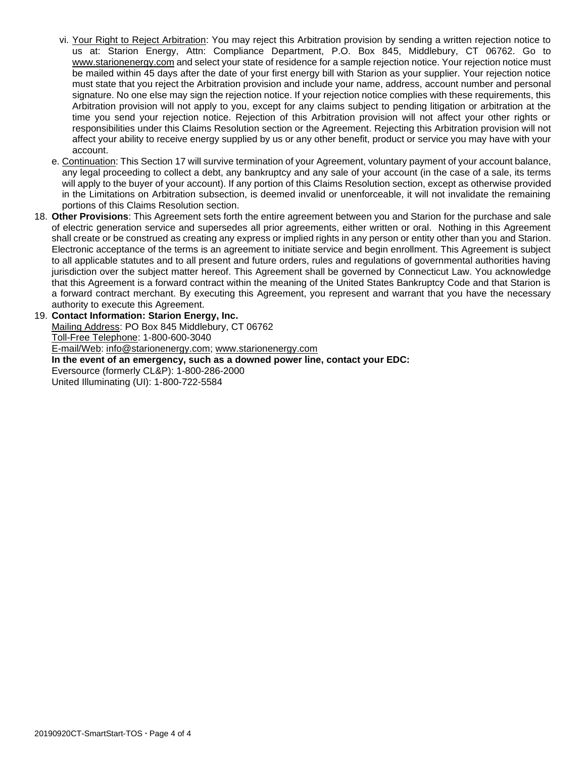vi. Your Right to Reject Arbitration: You may reject this Arbitration provision by sending a written rejection notice to us at: Starion Energy, Attn: Compliance Department, P.O. Box 845, Middlebury, CT 06762. Go to www.starionenergy.com and select your state of residence for a sample rejection notice. Your rejection notice must be mailed within 45 days after the date of your first energy bill with Starion as your supplier. Your rejection notice must state that you reject the Arbitration provision and include your name, address, account number and personal signature. No one else may sign the rejection notice. If your rejection notice complies with these requirements, this Arbitration provision will not apply to you, except for any claims subject to pending litigation or arbitration at the time you send your rejection notice. Rejection of this Arbitration provision will not affect your other rights or responsibilities under this Claims Resolution section or the Agreement. Rejecting this Arbitration provision will not affect your ability to receive energy supplied by us or any other benefit, product or service you may have with your account.

e. Continuation: This Section 17 will survive termination of your Agreement, voluntary payment of your account balance, any legal proceeding to collect a debt, any bankruptcy and any sale of your account (in the case of a sale, its terms will apply to the buyer of your account). If any portion of this Claims Resolution section, except as otherwise provided in the Limitations on Arbitration subsection, is deemed invalid or unenforceable, it will not invalidate the remaining portions of this Claims Resolution section.

18. **Other Provisions**: This Agreement sets forth the entire agreement between you and Starion for the purchase and sale of electric generation service and supersedes all prior agreements, either written or oral. Nothing in this Agreement shall create or be construed as creating any express or implied rights in any person or entity other than you and Starion. Electronic acceptance of the terms is an agreement to initiate service and begin enrollment. This Agreement is subject to all applicable statutes and to all present and future orders, rules and regulations of governmental authorities having jurisdiction over the subject matter hereof. This Agreement shall be governed by Connecticut Law. You acknowledge that this Agreement is a forward contract within the meaning of the United States Bankruptcy Code and that Starion is a forward contract merchant. By executing this Agreement, you represent and warrant that you have the necessary authority to execute this Agreement.

19. **Contact Information: Starion Energy, Inc.**
Mailing Address: PO Box 845 Middlebury, CT 06762
Toll-Free Telephone: 1-800-600-3040
E-mail/Web: info@starionenergy.com; www.starionenergy.com
**In the event of an emergency, such as a downed power line, contact your EDC:**
Eversource (formerly CL&P): 1-800-286-2000
United Illuminating (UI): 1-800-722-5584